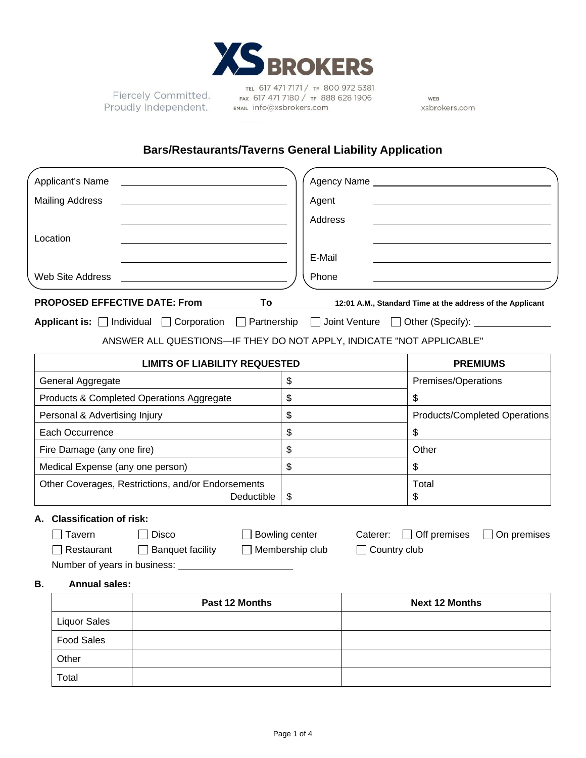**XS BROKERS**

Fiercely Committed. Proudly Independent.

TEL 617 471 7171 / TF 800 972 5381
FAX 617 471 7180 / TF 888 628 1906
EMAIL info@xsbrokers.com

WEB xsbrokers.com

# Bars/Restaurants/Taverns General Liability Application

| | |
|---|---|
| Applicant's Name | ______________________ |
| Mailing Address | ______________________ |
| | ______________________ |
| Location | ______________________ |
| | ______________________ |
| Web Site Address | ______________________ |

| | |
|---|---|
| Agency Name | ______________________ |
| Agent | ______________________ |
| Address | ______________________ |
| | ______________________ |
| E-Mail | ______________________ |
| Phone | ______________________ |

**PROPOSED EFFECTIVE DATE: From** __________ **To** __________ **12:01 A.M., Standard Time at the address of the Applicant**

**Applicant is:** ☐ Individual ☐ Corporation ☐ Partnership ☐ Joint Venture ☐ Other (Specify): __________

ANSWER ALL QUESTIONS—IF THEY DO NOT APPLY, INDICATE "NOT APPLICABLE"

| LIMITS OF LIABILITY REQUESTED | | PREMIUMS |
|---|---|---|
| General Aggregate | $ | Premises/Operations |
| Products & Completed Operations Aggregate | $ | $ |
| Personal & Advertising Injury | $ | Products/Completed Operations |
| Each Occurrence | $ | $ |
| Fire Damage (any one fire) | $ | Other |
| Medical Expense (any one person) | $ | $ |
| Other Coverages, Restrictions, and/or Endorsements Deductible | $ | Total $ |

**A. Classification of risk:**

☐ Tavern ☐ Disco ☐ Bowling center Caterer: ☐ Off premises ☐ On premises

☐ Restaurant ☐ Banquet facility ☐ Membership club ☐ Country club

Number of years in business: __________

**B. Annual sales:**

| | Past 12 Months | Next 12 Months |
|---|---|---|
| Liquor Sales | | |
| Food Sales | | |
| Other | | |
| Total | | |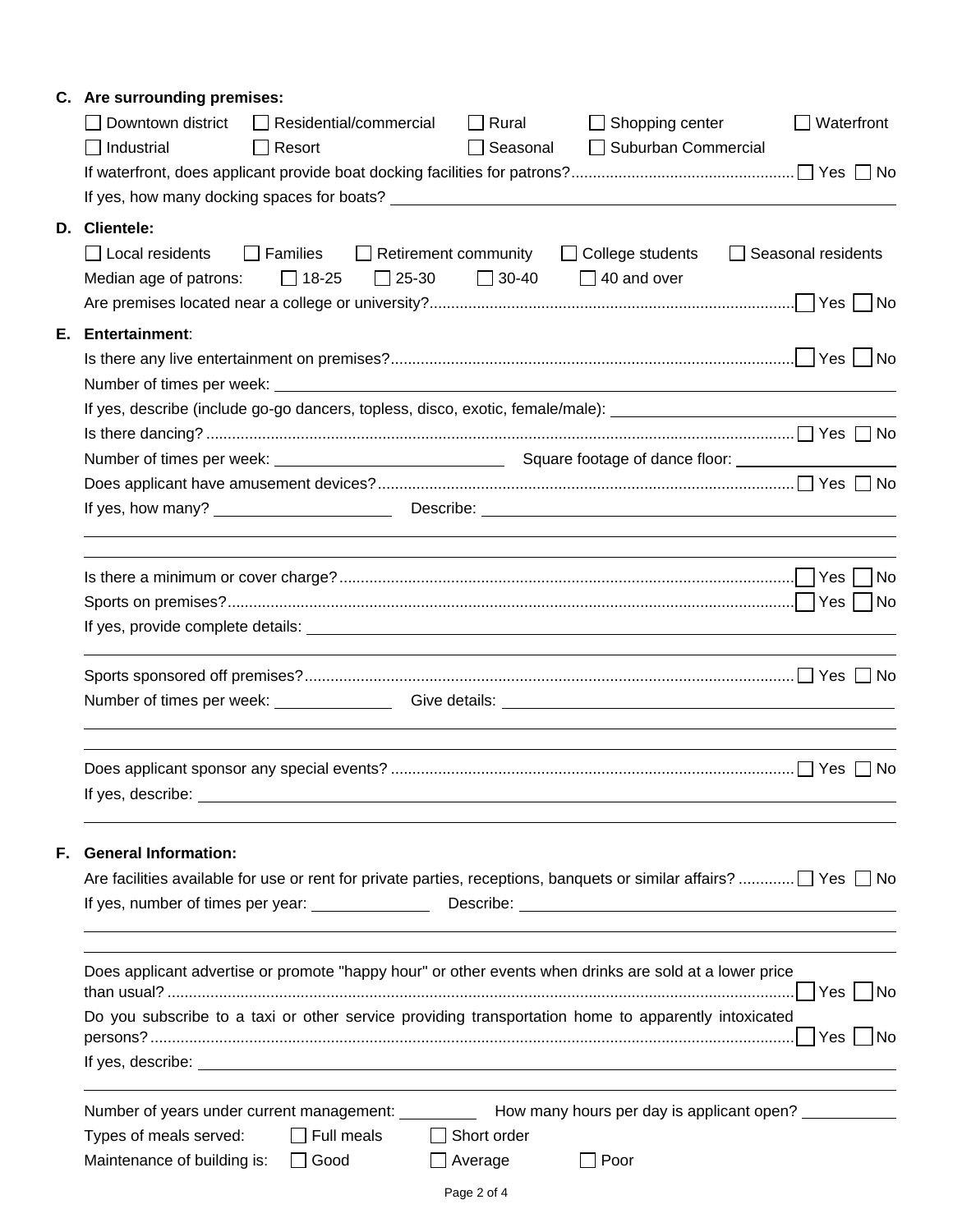**C. Are surrounding premises:**

☐ Downtown district ☐ Residential/commercial ☐ Rural ☐ Shopping center ☐ Waterfront

☐ Industrial ☐ Resort ☐ Seasonal ☐ Suburban Commercial

If waterfront, does applicant provide boat docking facilities for patrons?.................................................. ☐ Yes ☐ No

If yes, how many docking spaces for boats? ______________________________

**D. Clientele:**

☐ Local residents ☐ Families ☐ Retirement community ☐ College students ☐ Seasonal residents

Median age of patrons: ☐ 18-25 ☐ 25-30 ☐ 30-40 ☐ 40 and over

Are premises located near a college or university?.................................................................................... ☐ Yes ☐ No

**E. Entertainment**:

Is there any live entertainment on premises?............................................................................................ ☐ Yes ☐ No

Number of times per week: ______________________________

If yes, describe (include go-go dancers, topless, disco, exotic, female/male): ______________________________

Is there dancing? ........................................................................................................................................ ☐ Yes ☐ No

Number of times per week: ______________ Square footage of dance floor: ______________

Does applicant have amusement devices?................................................................................................ ☐ Yes ☐ No

If yes, how many? ______________ Describe: ______________________________

______________________________

Is there a minimum or cover charge?......................................................................................................... ☐ Yes ☐ No

Sports on premises?.................................................................................................................................. ☐ Yes ☐ No

If yes, provide complete details: ______________________________

______________________________

Sports sponsored off premises?................................................................................................................. ☐ Yes ☐ No

Number of times per week: ______________ Give details: ______________________________

______________________________

Does applicant sponsor any special events? ............................................................................................ ☐ Yes ☐ No

If yes, describe: ______________________________

______________________________

**F. General Information:**

Are facilities available for use or rent for private parties, receptions, banquets or similar affairs? ............ ☐ Yes ☐ No

If yes, number of times per year: ______________ Describe: ______________________________

______________________________

Does applicant advertise or promote "happy hour" or other events when drinks are sold at a lower price than usual? ........................................................................................................................................ ☐ Yes ☐ No

Do you subscribe to a taxi or other service providing transportation home to apparently intoxicated persons? .................................................................................................................................................... ☐ Yes ☐ No

If yes, describe: ______________________________

______________________________

Number of years under current management: __________ How many hours per day is applicant open? __________

Types of meals served: ☐ Full meals ☐ Short order

Maintenance of building is: ☐ Good ☐ Average ☐ Poor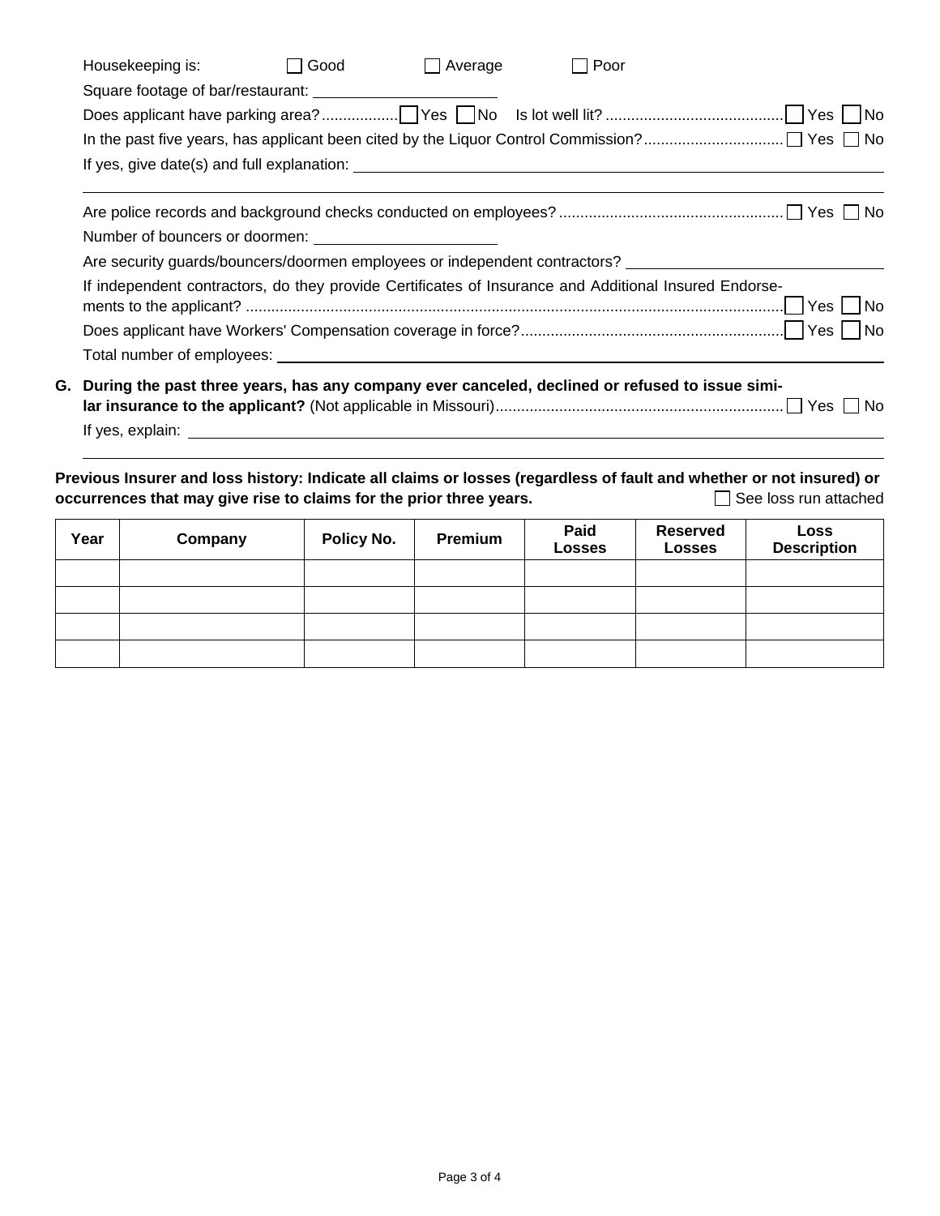Housekeeping is: ☐ Good ☐ Average ☐ Poor

Square footage of bar/restaurant: ______________________

Does applicant have parking area? ☐ Yes ☐ No Is lot well lit? ☐ Yes ☐ No

In the past five years, has applicant been cited by the Liquor Control Commission? ☐ Yes ☐ No

If yes, give date(s) and full explanation: ______________________________________________

______________________________________________________________________________

Are police records and background checks conducted on employees? ☐ Yes ☐ No

Number of bouncers or doormen: ______________________

Are security guards/bouncers/doormen employees or independent contractors? ______________________

If independent contractors, do they provide Certificates of Insurance and Additional Insured Endorsements to the applicant? ☐ Yes ☐ No

Does applicant have Workers' Compensation coverage in force? ☐ Yes ☐ No

Total number of employees: ______________________________________________

**G. During the past three years, has any company ever canceled, declined or refused to issue similar insurance to the applicant?** (Not applicable in Missouri) ☐ Yes ☐ No

If yes, explain: ______________________________________________

______________________________________________________________________________

**Previous Insurer and loss history: Indicate all claims or losses (regardless of fault and whether or not insured) or occurrences that may give rise to claims for the prior three years.** ☐ See loss run attached

| Year | Company | Policy No. | Premium | Paid Losses | Reserved Losses | Loss Description |
|---|---|---|---|---|---|---|
| | | | | | | |
| | | | | | | |
| | | | | | | |
| | | | | | | |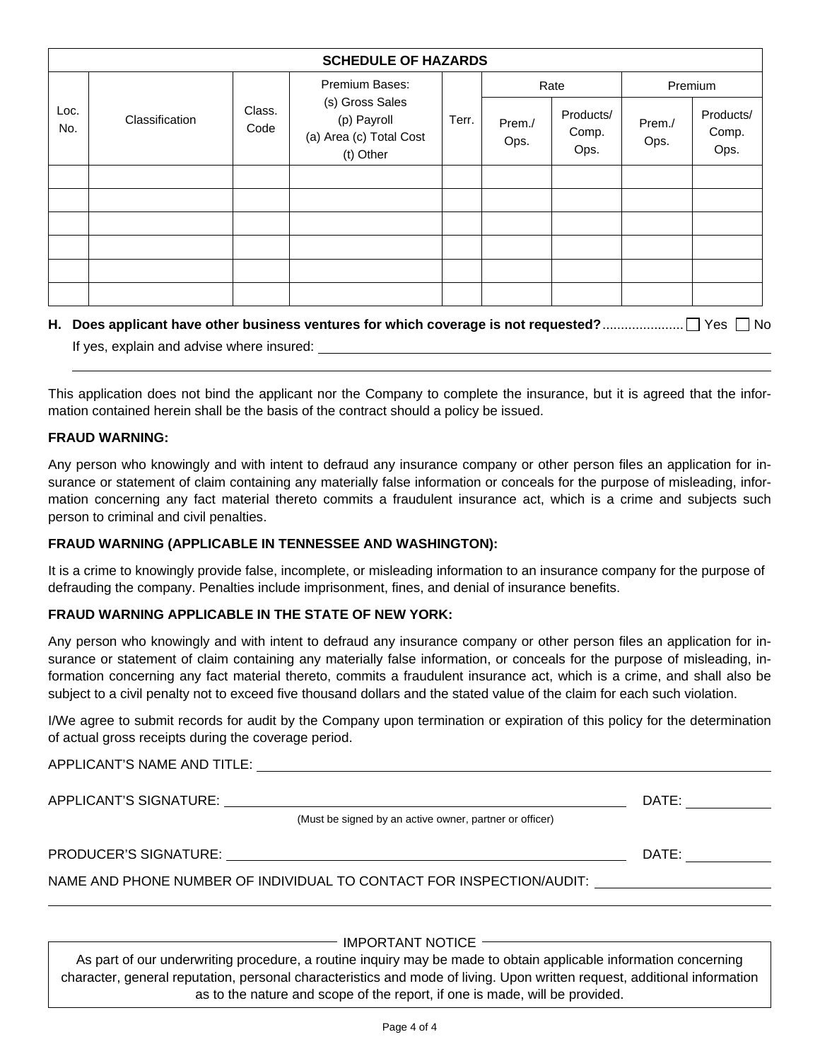| SCHEDULE OF HAZARDS | | | | | | | | |
|---|---|---|---|---|---|---|---|---|
| Loc. No. | Classification | Class. Code | Premium Bases: (s) Gross Sales (p) Payroll (a) Area (c) Total Cost (t) Other | Terr. | Rate | | Premium | |
| | | | | | Prem./ Ops. | Products/ Comp. Ops. | Prem./ Ops. | Products/ Comp. Ops. |
| | | | | | | | | |
| | | | | | | | | |
| | | | | | | | | |
| | | | | | | | | |
| | | | | | | | | |
| | | | | | | | | |

**H. Does applicant have other business ventures for which coverage is not requested?** ☐ Yes ☐ No

If yes, explain and advise where insured: ______________________________

______________________________

This application does not bind the applicant nor the Company to complete the insurance, but it is agreed that the information contained herein shall be the basis of the contract should a policy be issued.

**FRAUD WARNING:**

Any person who knowingly and with intent to defraud any insurance company or other person files an application for insurance or statement of claim containing any materially false information or conceals for the purpose of misleading, information concerning any fact material thereto commits a fraudulent insurance act, which is a crime and subjects such person to criminal and civil penalties.

**FRAUD WARNING (APPLICABLE IN TENNESSEE AND WASHINGTON):**

It is a crime to knowingly provide false, incomplete, or misleading information to an insurance company for the purpose of defrauding the company. Penalties include imprisonment, fines, and denial of insurance benefits.

**FRAUD WARNING APPLICABLE IN THE STATE OF NEW YORK:**

Any person who knowingly and with intent to defraud any insurance company or other person files an application for insurance or statement of claim containing any materially false information, or conceals for the purpose of misleading, information concerning any fact material thereto, commits a fraudulent insurance act, which is a crime, and shall also be subject to a civil penalty not to exceed five thousand dollars and the stated value of the claim for each such violation.

I/We agree to submit records for audit by the Company upon termination or expiration of this policy for the determination of actual gross receipts during the coverage period.

APPLICANT'S NAME AND TITLE: ______________________________

APPLICANT'S SIGNATURE: ______________________________ DATE: __________

(Must be signed by an active owner, partner or officer)

PRODUCER'S SIGNATURE: ______________________________ DATE: __________

NAME AND PHONE NUMBER OF INDIVIDUAL TO CONTACT FOR INSPECTION/AUDIT: ______________________________

______________________________

**IMPORTANT NOTICE**

As part of our underwriting procedure, a routine inquiry may be made to obtain applicable information concerning character, general reputation, personal characteristics and mode of living. Upon written request, additional information as to the nature and scope of the report, if one is made, will be provided.